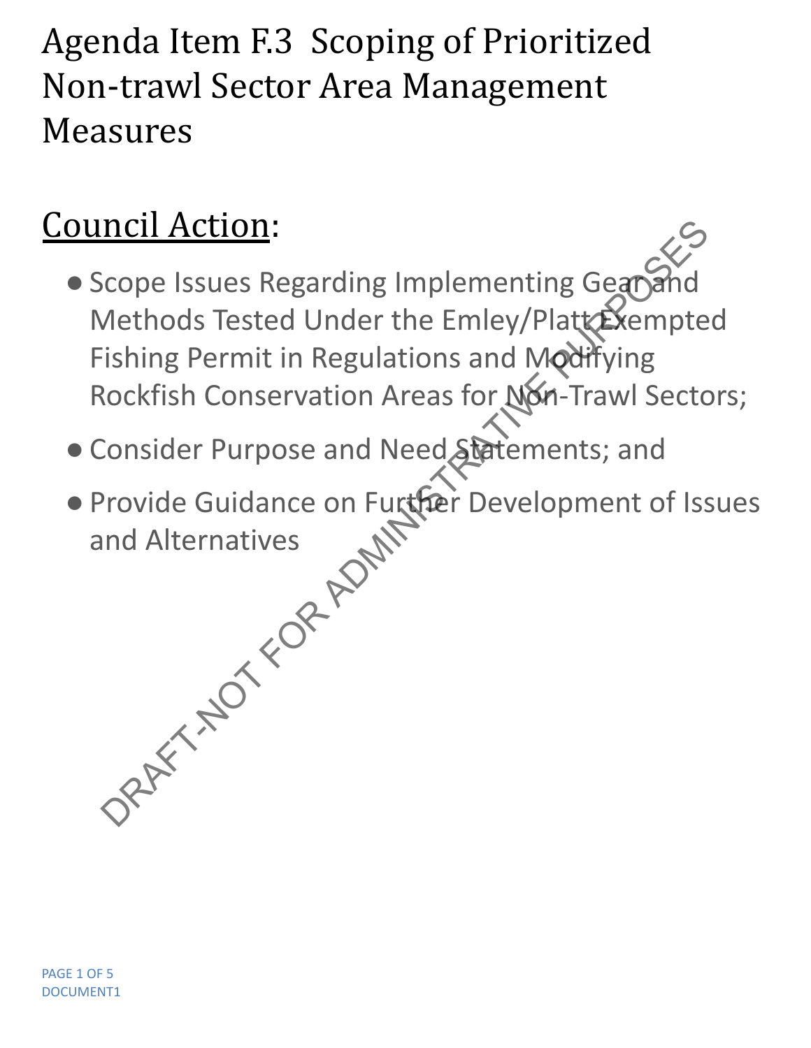# Agenda Item F.3 Scoping of Prioritized Non-trawl Sector Area Management Measures

## Council Action:

- Scope Issues Regarding Implementing Gear and Methods Tested Under the Emley/Platt Exempted Fishing Permit in Regulations and Modifying Rockfish Conservation Areas for Non-Trawl Sectors;
- Consider Purpose and Need Statements; and
- Provide Guidance on Further Development of Issues and Alternatives

DRAFT-NOT FOR ADMINISTRATIVE PURPOSES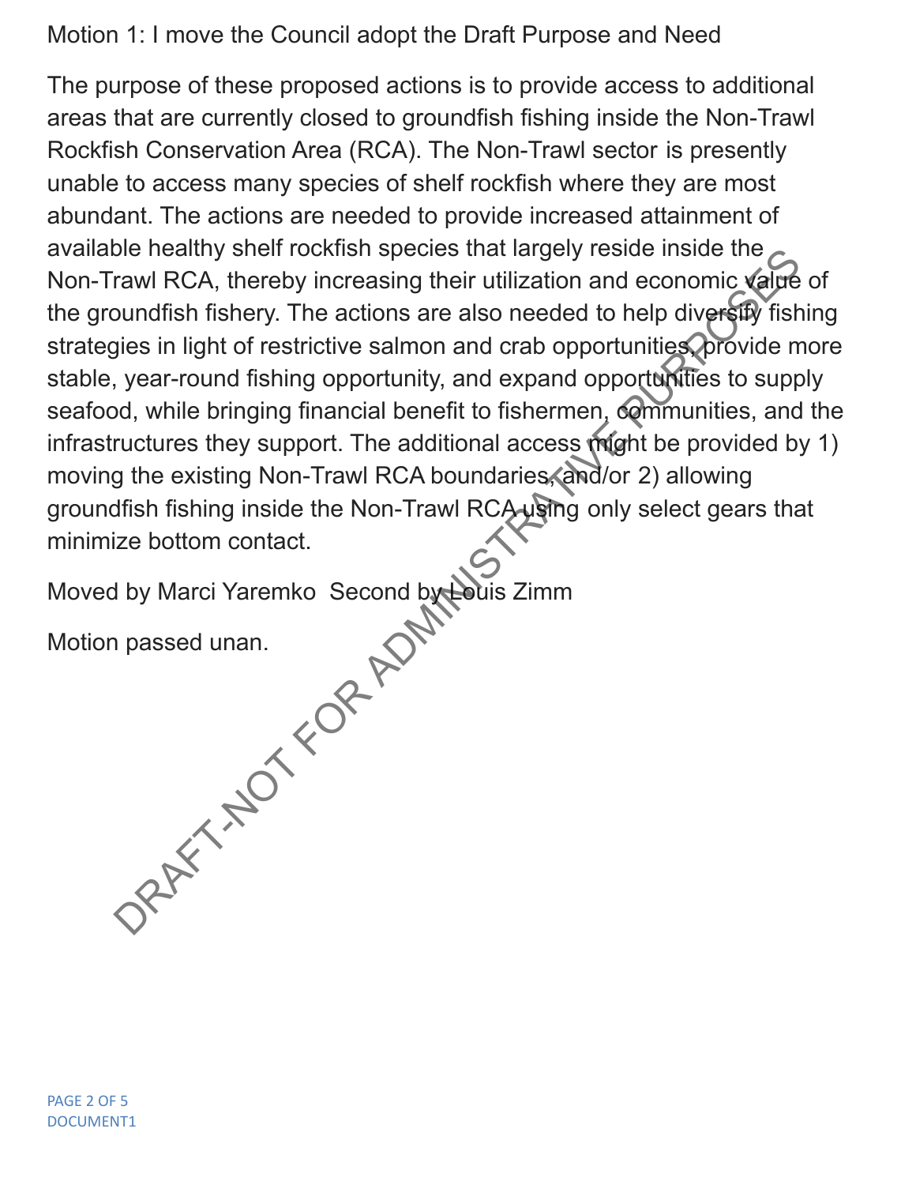Motion 1: I move the Council adopt the Draft Purpose and Need

The purpose of these proposed actions is to provide access to additional areas that are currently closed to groundfish fishing inside the Non-Trawl Rockfish Conservation Area (RCA). The Non-Trawl sector is presently unable to access many species of shelf rockfish where they are most abundant. The actions are needed to provide increased attainment of available healthy shelf rockfish species that largely reside inside the Non-Trawl RCA, thereby increasing their utilization and economic value of the groundfish fishery. The actions are also needed to help diversify fishing strategies in light of restrictive salmon and crab opportunities, provide more stable, year-round fishing opportunity, and expand opportunities to supply seafood, while bringing financial benefit to fishermen, communities, and the infrastructures they support. The additional access might be provided by 1) moving the existing Non-Trawl RCA boundaries, and/or 2) allowing groundfish fishing inside the Non-Trawl RCA using only select gears that minimize bottom contact.

Moved by Marci Yaremko  Second by Louis Zimm

Motion passed unan.

DRAFT-NOT FOR ADMINISTRATIVE PURPOSES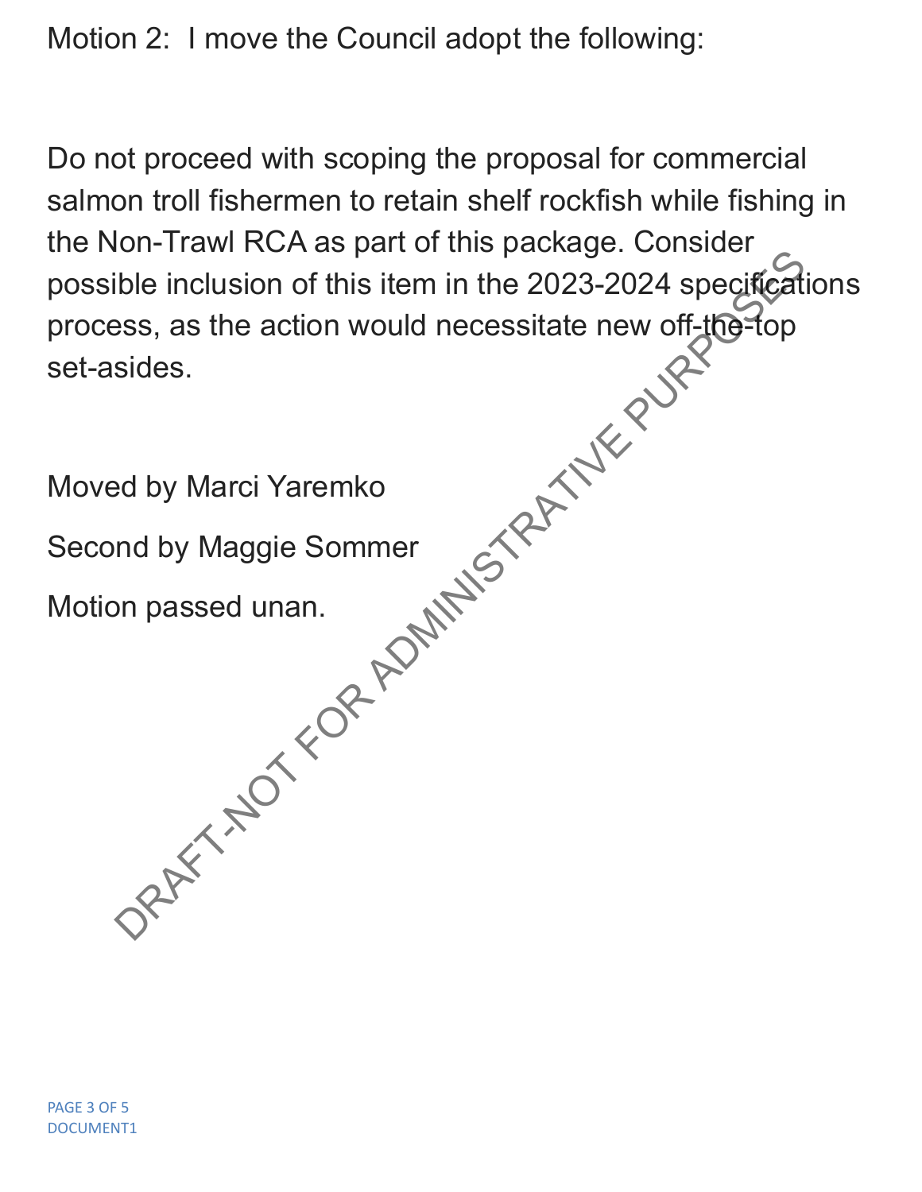Motion 2: I move the Council adopt the following:

Do not proceed with scoping the proposal for commercial salmon troll fishermen to retain shelf rockfish while fishing in the Non-Trawl RCA as part of this package. Consider possible inclusion of this item in the 2023-2024 specifications process, as the action would necessitate new off-the-top set-asides.

Moved by Marci Yaremko

Second by Maggie Sommer

Motion passed unan.

DRAFT-NOT FOR ADMINISTRATIVE PURPOSES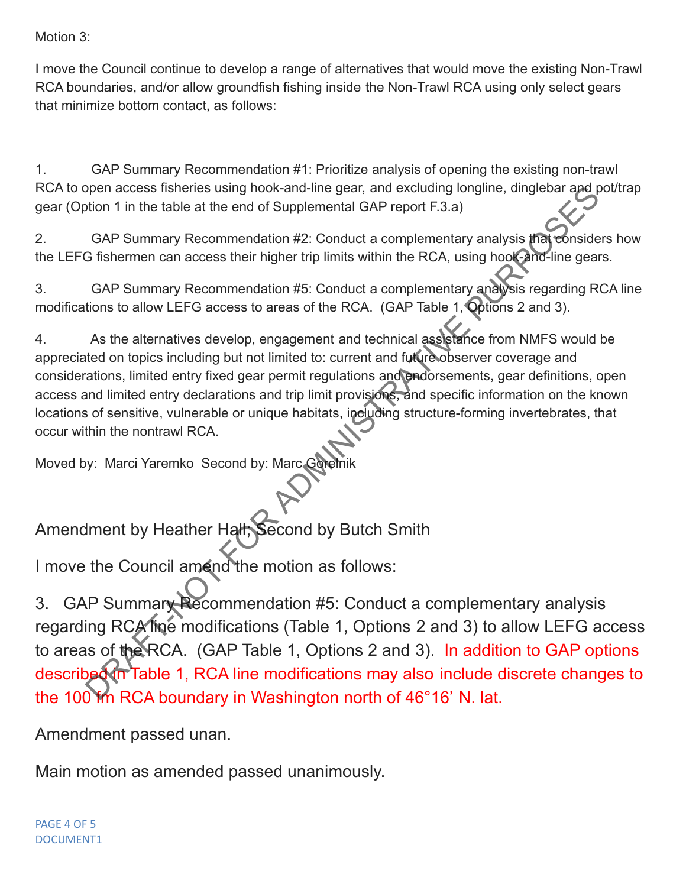Motion 3:

I move the Council continue to develop a range of alternatives that would move the existing Non-Trawl RCA boundaries, and/or allow groundfish fishing inside the Non-Trawl RCA using only select gears that minimize bottom contact, as follows:

1. GAP Summary Recommendation #1: Prioritize analysis of opening the existing non-trawl RCA to open access fisheries using hook-and-line gear, and excluding longline, dinglebar and pot/trap gear (Option 1 in the table at the end of Supplemental GAP report F.3.a)

2. GAP Summary Recommendation #2: Conduct a complementary analysis that considers how the LEFG fishermen can access their higher trip limits within the RCA, using hook-and-line gears.

3. GAP Summary Recommendation #5: Conduct a complementary analysis regarding RCA line modifications to allow LEFG access to areas of the RCA. (GAP Table 1, Options 2 and 3).

4. As the alternatives develop, engagement and technical assistance from NMFS would be appreciated on topics including but not limited to: current and future observer coverage and considerations, limited entry fixed gear permit regulations and endorsements, gear definitions, open access and limited entry declarations and trip limit provisions, and specific information on the known locations of sensitive, vulnerable or unique habitats, including structure-forming invertebrates, that occur within the nontrawl RCA.

Moved by: Marci Yaremko Second by: Marc Gorelnik

Amendment by Heather Hall; Second by Butch Smith

I move the Council amend the motion as follows:

3. GAP Summary Recommendation #5: Conduct a complementary analysis regarding RCA line modifications (Table 1, Options 2 and 3) to allow LEFG access to areas of the RCA. (GAP Table 1, Options 2 and 3). In addition to GAP options described in Table 1, RCA line modifications may also include discrete changes to the 100 fm RCA boundary in Washington north of 46°16' N. lat.

Amendment passed unan.

Main motion as amended passed unanimously.